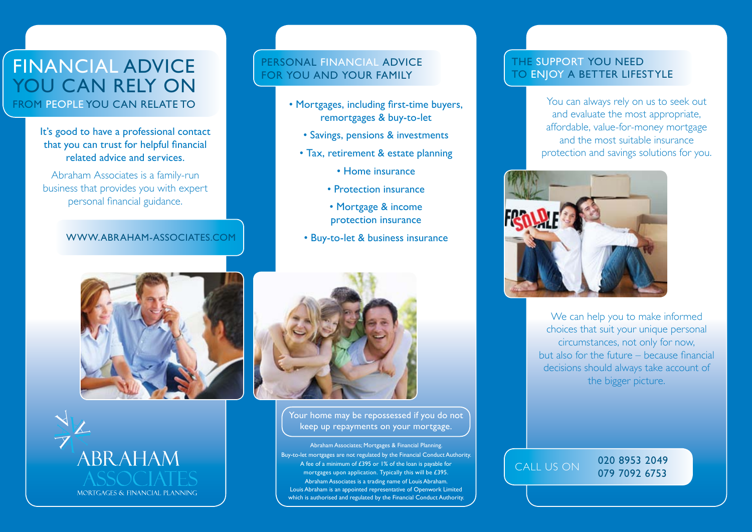# FINANCIAL ADVICE YOU CAN RELY ON

FROM PEOPLE YOU CAN RELATE TO

It's good to have a professional contact that you can trust for helpful financial related advice and services.

Abraham Associates is a family-run business that provides you with expert personal financial guidance.

WWW.ABRAHAM-ASSOCIATES.COM

ABRAHAM ASSOCIATES

MORTGAGES & FINANCIAL PLANNING

## PERSONAL FINANCIAL ADVICE FOR YOU AND YOUR FAMILY

- Mortgages, including first-time buyers, remortgages & buy-to-let
- Savings, pensions & investments
- Tax, retirement & estate planning
- Home insurance
- Protection insurance
- Mortgage & income protection insurance
- Buy-to-let & business insurance

Your home may be repossessed if you do not keep up repayments on your mortgage.

Abraham Associates; Mortgages & Financial Planning.
Buy-to-let mortgages are not regulated by the Financial Conduct Authority.
A fee of a minimum of £395 or 1% of the loan is payable for mortgages upon application. Typically this will be £395.
Abraham Associates is a trading name of Louis Abraham.
Louis Abraham is an appointed representative of Openwork Limited which is authorised and regulated by the Financial Conduct Authority.

## THE SUPPORT YOU NEED TO ENJOY A BETTER LIFESTYLE

You can always rely on us to seek out and evaluate the most appropriate, affordable, value-for-money mortgage and the most suitable insurance protection and savings solutions for you.

We can help you to make informed choices that suit your unique personal circumstances, not only for now, but also for the future – because financial decisions should always take account of the bigger picture.

CALL US ON 020 8953 2049
079 7092 6753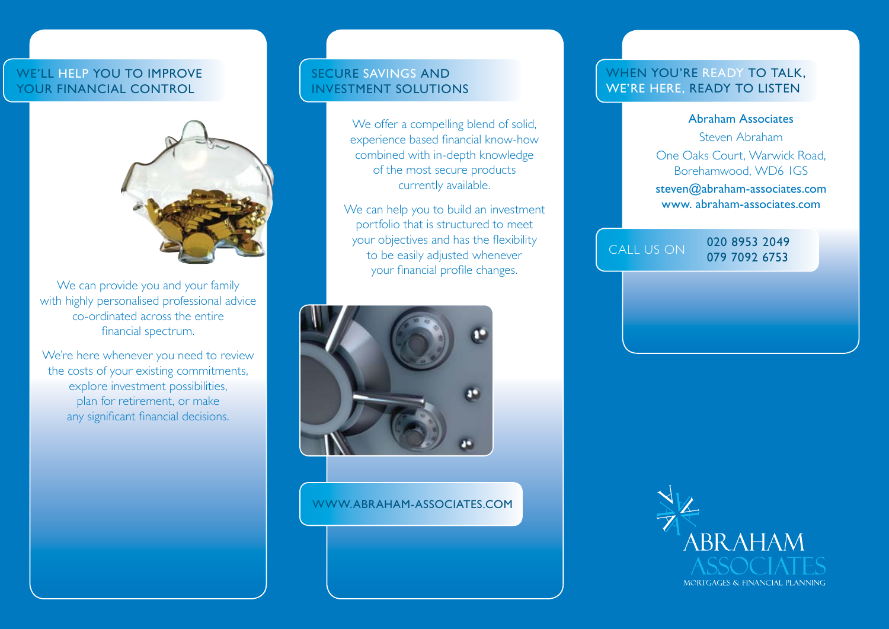## WE'LL HELP YOU TO IMPROVE YOUR FINANCIAL CONTROL

We can provide you and your family with highly personalised professional advice co-ordinated across the entire financial spectrum.

We're here whenever you need to review the costs of your existing commitments, explore investment possibilities, plan for retirement, or make any significant financial decisions.

## SECURE SAVINGS AND INVESTMENT SOLUTIONS

We offer a compelling blend of solid, experience based financial know-how combined with in-depth knowledge of the most secure products currently available.

We can help you to build an investment portfolio that is structured to meet your objectives and has the flexibility to be easily adjusted whenever your financial profile changes.

WWW.ABRAHAM-ASSOCIATES.COM

## WHEN YOU'RE READY TO TALK, WE'RE HERE, READY TO LISTEN

**Abraham Associates**
Steven Abraham
One Oaks Court, Warwick Road,
Borehamwood, WD6 1GS
steven@abraham-associates.com
www. abraham-associates.com

CALL US ON 020 8953 2049
079 7092 6753

ABRAHAM
ASSOCIATES
MORTGAGES & FINANCIAL PLANNING